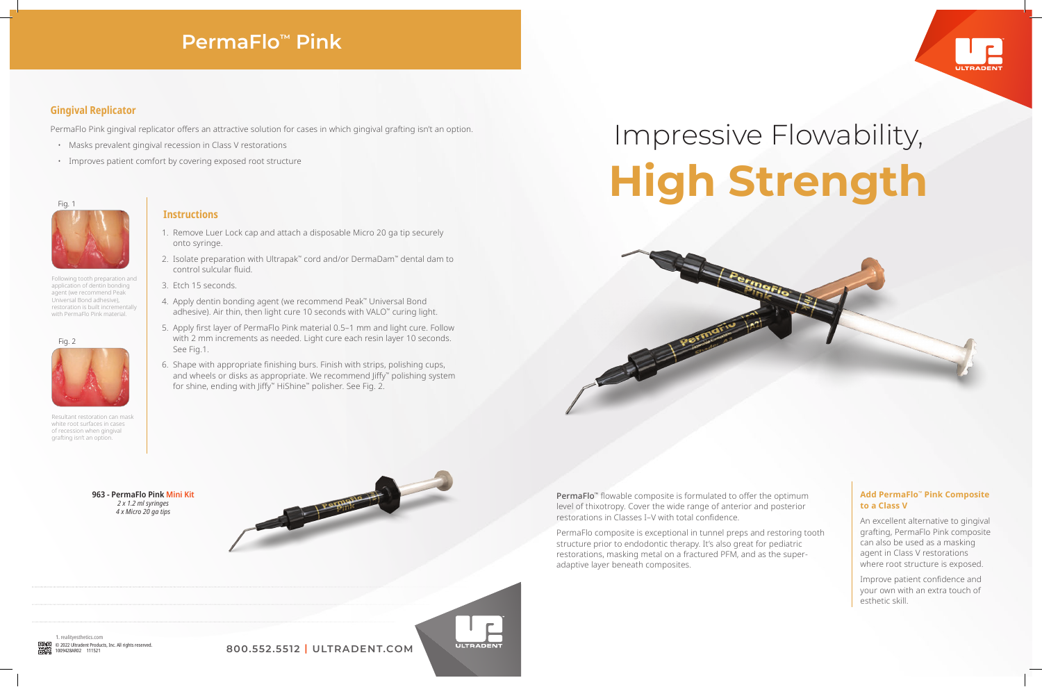# PermaFlo™ Pink

## Gingival Replicator

PermaFlo Pink gingival replicator offers an attractive solution for cases in which gingival grafting isn't an option.

- Masks prevalent gingival recession in Class V restorations
- Improves patient comfort by covering exposed root structure

Fig. 1

Following tooth preparation and application of dentin bonding agent (we recommend Peak Universal Bond adhesive), restoration is built incrementally with PermaFlo Pink material.

Fig. 2

Resultant restoration can mask white root surfaces in cases of recession when gingival grafting isn't an option.

### Instructions

1. Remove Luer Lock cap and attach a disposable Micro 20 ga tip securely onto syringe.
2. Isolate preparation with Ultrapak™ cord and/or DermaDam™ dental dam to control sulcular fluid.
3. Etch 15 seconds.
4. Apply dentin bonding agent (we recommend Peak™ Universal Bond adhesive). Air thin, then light cure 10 seconds with VALO™ curing light.
5. Apply first layer of PermaFlo Pink material 0.5–1 mm and light cure. Follow with 2 mm increments as needed. Light cure each resin layer 10 seconds. See Fig.1.
6. Shape with appropriate finishing burs. Finish with strips, polishing cups, and wheels or disks as appropriate. We recommend Jiffy™ polishing system for shine, ending with Jiffy™ HiShine™ polisher. See Fig. 2.

**963 - PermaFlo Pink Mini Kit**
*2 x 1.2 ml syringes*
*4 x Micro 20 ga tips*

# Impressive Flowability, **High Strength**

**PermaFlo™** flowable composite is formulated to offer the optimum level of thixotropy. Cover the wide range of anterior and posterior restorations in Classes I–V with total confidence.

PermaFlo composite is exceptional in tunnel preps and restoring tooth structure prior to endodontic therapy. It's also great for pediatric restorations, masking metal on a fractured PFM, and as the super-adaptive layer beneath composites.

### Add PermaFlo™ Pink Composite to a Class V

An excellent alternative to gingival grafting, PermaFlo Pink composite can also be used as a masking agent in Class V restorations where root structure is exposed.

Improve patient confidence and your own with an extra touch of esthetic skill.

1. realityesthetics.com

© 2022 Ultradent Products, Inc. All rights reserved.
1009428AR02 111521

**800.552.5512 | ULTRADENT.COM**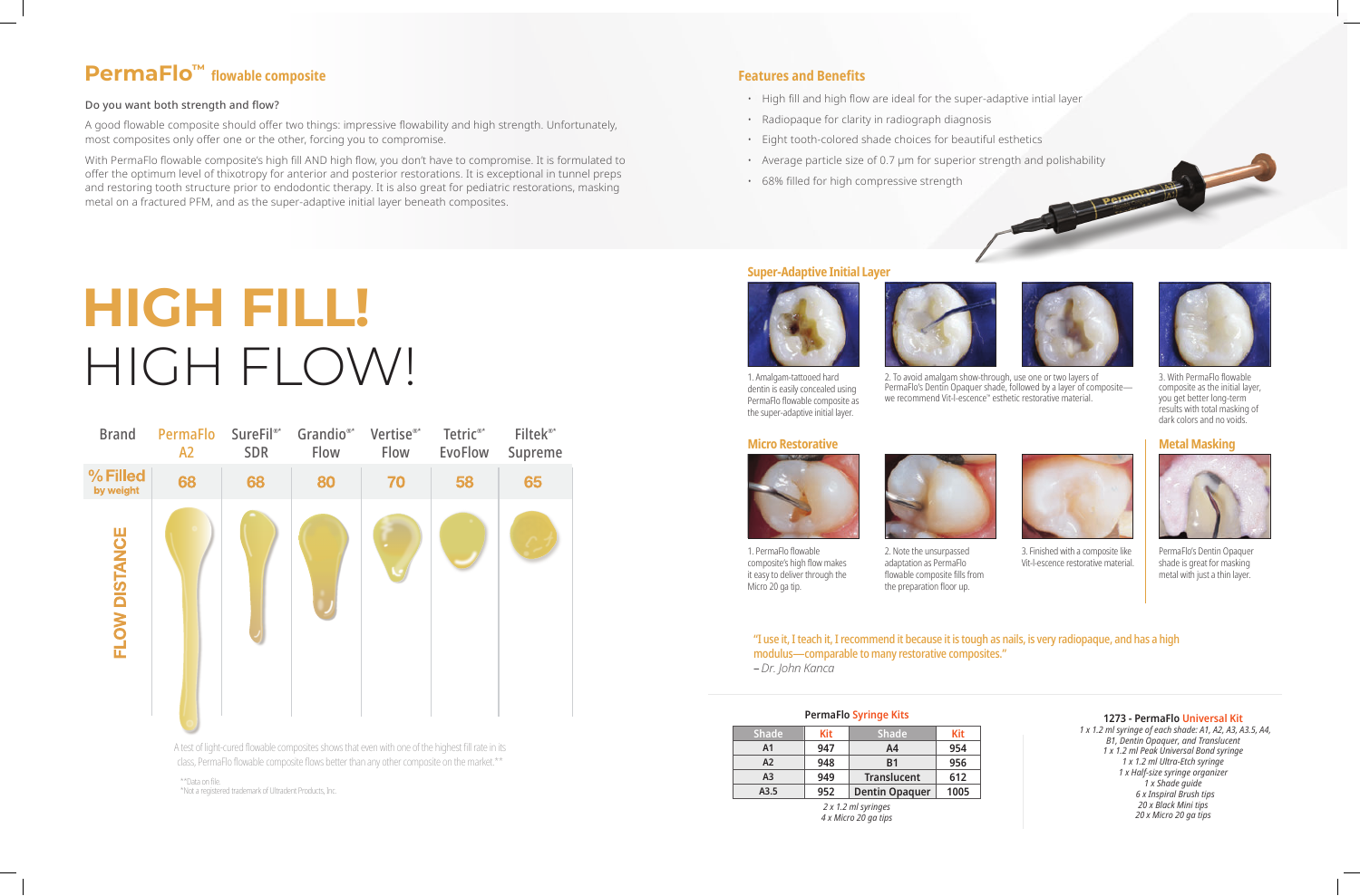# PermaFlo™ flowable composite

Do you want both strength and flow?

A good flowable composite should offer two things: impressive flowability and high strength. Unfortunately, most composites only offer one or the other, forcing you to compromise.

With PermaFlo flowable composite's high fill AND high flow, you don't have to compromise. It is formulated to offer the optimum level of thixotropy for anterior and posterior restorations. It is exceptional in tunnel preps and restoring tooth structure prior to endodontic therapy. It is also great for pediatric restorations, masking metal on a fractured PFM, and as the super-adaptive initial layer beneath composites.

# HIGH FILL! HIGH FLOW!

| Brand | PermaFlo A2 | SureFil®* SDR | Grandio®* Flow | Vertise®* Flow | Tetric®* EvoFlow | Filtek®* Supreme |
|---|---|---|---|---|---|---|
| % Filled by weight | 68 | 68 | 80 | 70 | 58 | 65 |

FLOW DISTANCE

A test of light-cured flowable composites shows that even with one of the highest fill rate in its class, PermaFlo flowable composite flows better than any other composite on the market.**

**Data on file.
*Not a registered trademark of Ultradent Products, Inc.

## Features and Benefits

- High fill and high flow are ideal for the super-adaptive intial layer
- Radiopaque for clarity in radiograph diagnosis
- Eight tooth-colored shade choices for beautiful esthetics
- Average particle size of 0.7 µm for superior strength and polishability
- 68% filled for high compressive strength

## Super-Adaptive Initial Layer

1. Amalgam-tattooed hard dentin is easily concealed using PermaFlo flowable composite as the super-adaptive initial layer.

2. To avoid amalgam show-through, use one or two layers of PermaFlo's Dentin Opaquer shade, followed by a layer of composite—we recommend Vit-l-escence® esthetic restorative material.

3. With PermaFlo flowable composite as the initial layer, you get better long-term results with total masking of dark colors and no voids.

## Micro Restorative

1. PermaFlo flowable composite's high flow makes it easy to deliver through the Micro 20 ga tip.

2. Note the unsurpassed adaptation as PermaFlo flowable composite fills from the preparation floor up.

3. Finished with a composite like Vit-l-escence restorative material.

## Metal Masking

PermaFlo's Dentin Opaquer shade is great for masking metal with just a thin layer.

"I use it, I teach it, I recommend it because it is tough as nails, is very radiopaque, and has a high modulus—comparable to many restorative composites."
*– Dr. John Kanca*

### PermaFlo Syringe Kits

| Shade | Kit | Shade | Kit |
|---|---|---|---|
| A1 | 947 | A4 | 954 |
| A2 | 948 | B1 | 956 |
| A3 | 949 | Translucent | 612 |
| A3.5 | 952 | Dentin Opaquer | 1005 |

*2 x 1.2 ml syringes*
*4 x Micro 20 ga tips*

### 1273 - PermaFlo Universal Kit

*1 x 1.2 ml syringe of each shade: A1, A2, A3, A3.5, A4, B1, Dentin Opaquer, and Translucent*
*1 x 1.2 ml Peak Universal Bond syringe*
*1 x 1.2 ml Ultra-Etch syringe*
*1 x Half-size syringe organizer*
*1 x Shade guide*
*6 x Inspiral Brush tips*
*20 x Black Mini tips*
*20 x Micro 20 ga tips*